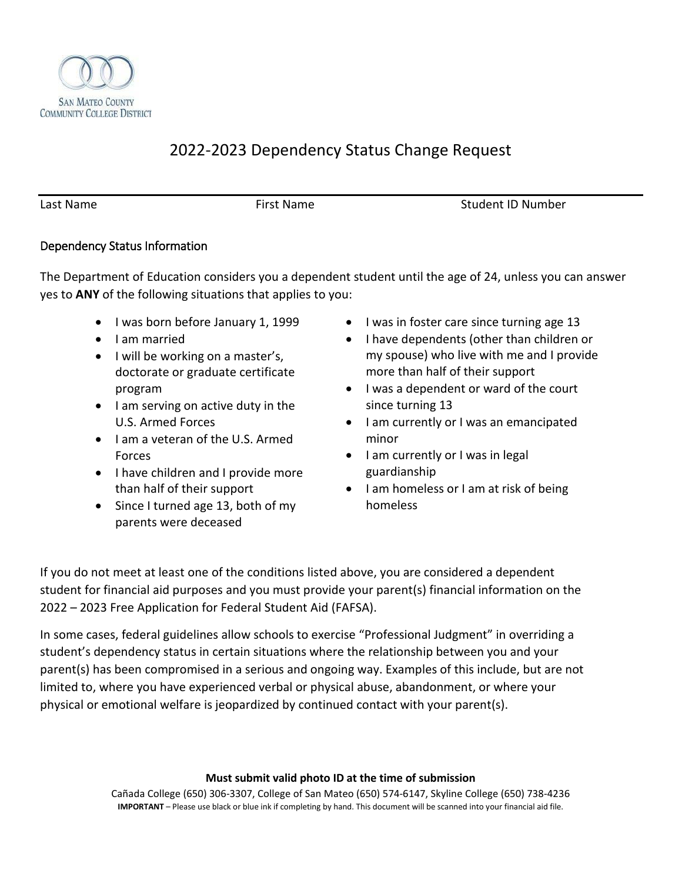SAN MATEO COUNTY
COMMUNITY COLLEGE DISTRICT

# 2022-2023 Dependency Status Change Request

| Last Name | First Name | Student ID Number |
| --- | --- | --- |
| | | |

## Dependency Status Information

The Department of Education considers you a dependent student until the age of 24, unless you can answer yes to **ANY** of the following situations that applies to you:

- I was born before January 1, 1999
- I am married
- I will be working on a master's, doctorate or graduate certificate program
- I am serving on active duty in the U.S. Armed Forces
- I am a veteran of the U.S. Armed Forces
- I have children and I provide more than half of their support
- Since I turned age 13, both of my parents were deceased
- I was in foster care since turning age 13
- I have dependents (other than children or my spouse) who live with me and I provide more than half of their support
- I was a dependent or ward of the court since turning 13
- I am currently or I was an emancipated minor
- I am currently or I was in legal guardianship
- I am homeless or I am at risk of being homeless

If you do not meet at least one of the conditions listed above, you are considered a dependent student for financial aid purposes and you must provide your parent(s) financial information on the 2022 – 2023 Free Application for Federal Student Aid (FAFSA).

In some cases, federal guidelines allow schools to exercise "Professional Judgment" in overriding a student's dependency status in certain situations where the relationship between you and your parent(s) has been compromised in a serious and ongoing way. Examples of this include, but are not limited to, where you have experienced verbal or physical abuse, abandonment, or where your physical or emotional welfare is jeopardized by continued contact with your parent(s).

**Must submit valid photo ID at the time of submission**

Cañada College (650) 306-3307, College of San Mateo (650) 574-6147, Skyline College (650) 738-4236

**IMPORTANT** – Please use black or blue ink if completing by hand. This document will be scanned into your financial aid file.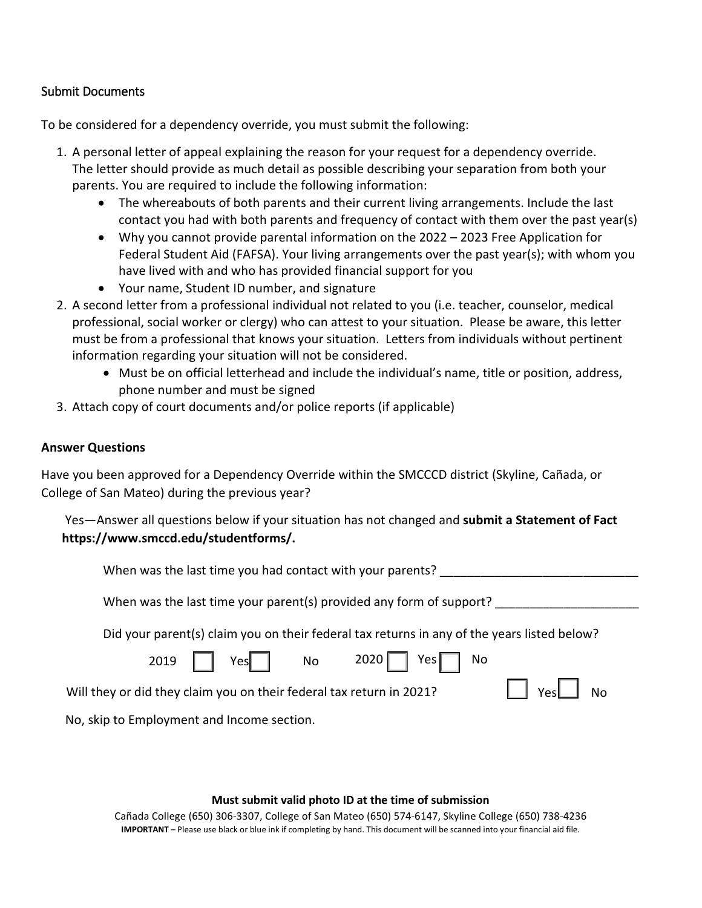## Submit Documents

To be considered for a dependency override, you must submit the following:

1. A personal letter of appeal explaining the reason for your request for a dependency override. The letter should provide as much detail as possible describing your separation from both your parents. You are required to include the following information:
   - The whereabouts of both parents and their current living arrangements. Include the last contact you had with both parents and frequency of contact with them over the past year(s)
   - Why you cannot provide parental information on the 2022 – 2023 Free Application for Federal Student Aid (FAFSA). Your living arrangements over the past year(s); with whom you have lived with and who has provided financial support for you
   - Your name, Student ID number, and signature
2. A second letter from a professional individual not related to you (i.e. teacher, counselor, medical professional, social worker or clergy) who can attest to your situation. Please be aware, this letter must be from a professional that knows your situation. Letters from individuals without pertinent information regarding your situation will not be considered.
   - Must be on official letterhead and include the individual's name, title or position, address, phone number and must be signed
3. Attach copy of court documents and/or police reports (if applicable)

**Answer Questions**

Have you been approved for a Dependency Override within the SMCCCD district (Skyline, Cañada, or College of San Mateo) during the previous year?

Yes—Answer all questions below if your situation has not changed and **submit a Statement of Fact https://www.smccd.edu/studentforms/.**

When was the last time you had contact with your parents? ____________________________

When was the last time your parent(s) provided any form of support? ____________________

Did your parent(s) claim you on their federal tax returns in any of the years listed below?

2019 ☐ Yes ☐ No 2020 ☐ Yes ☐ No

Will they or did they claim you on their federal tax return in 2021? ☐ Yes ☐ No

No, skip to Employment and Income section.

**Must submit valid photo ID at the time of submission**

Cañada College (650) 306-3307, College of San Mateo (650) 574-6147, Skyline College (650) 738-4236

**IMPORTANT** – Please use black or blue ink if completing by hand. This document will be scanned into your financial aid file.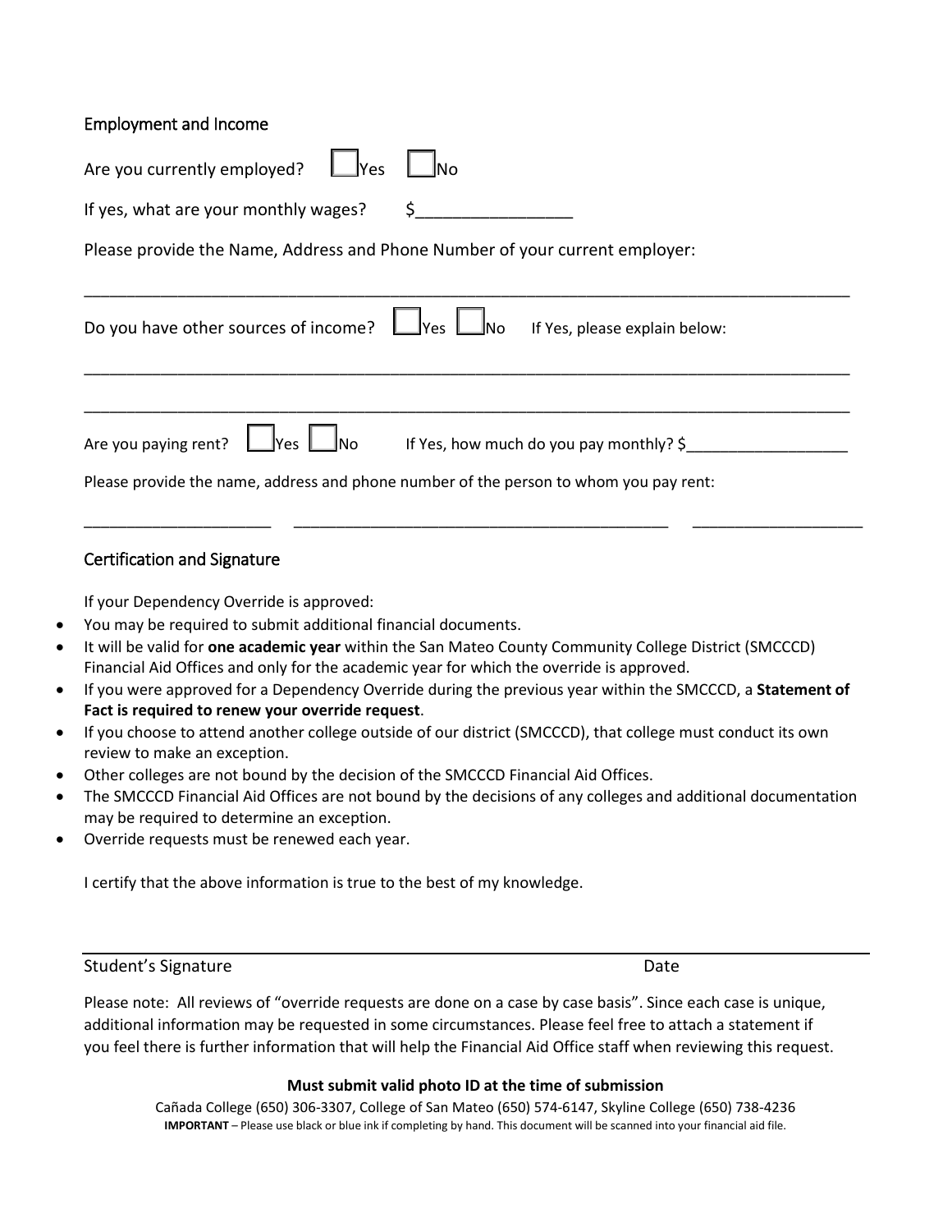## Employment and Income

Are you currently employed? ☐ Yes ☐ No

If yes, what are your monthly wages? $________________

Please provide the Name, Address and Phone Number of your current employer:

_______________________________________________________________________________________

Do you have other sources of income? ☐ Yes ☐ No If Yes, please explain below:

_______________________________________________________________________________________

_______________________________________________________________________________________

Are you paying rent? ☐ Yes ☐ No If Yes, how much do you pay monthly? $__________________

Please provide the name, address and phone number of the person to whom you pay rent:

____________________ ___________________________________________ ___________________

## Certification and Signature

If your Dependency Override is approved:

- You may be required to submit additional financial documents.
- It will be valid for **one academic year** within the San Mateo County Community College District (SMCCCD) Financial Aid Offices and only for the academic year for which the override is approved.
- If you were approved for a Dependency Override during the previous year within the SMCCCD, a **Statement of Fact is required to renew your override request**.
- If you choose to attend another college outside of our district (SMCCCD), that college must conduct its own review to make an exception.
- Other colleges are not bound by the decision of the SMCCCD Financial Aid Offices.
- The SMCCCD Financial Aid Offices are not bound by the decisions of any colleges and additional documentation may be required to determine an exception.
- Override requests must be renewed each year.

I certify that the above information is true to the best of my knowledge.

_______________________________________________________________________________________

Student's Signature Date

Please note: All reviews of "override requests are done on a case by case basis". Since each case is unique, additional information may be requested in some circumstances. Please feel free to attach a statement if you feel there is further information that will help the Financial Aid Office staff when reviewing this request.

**Must submit valid photo ID at the time of submission**

Cañada College (650) 306-3307, College of San Mateo (650) 574-6147, Skyline College (650) 738-4236

**IMPORTANT** – Please use black or blue ink if completing by hand. This document will be scanned into your financial aid file.